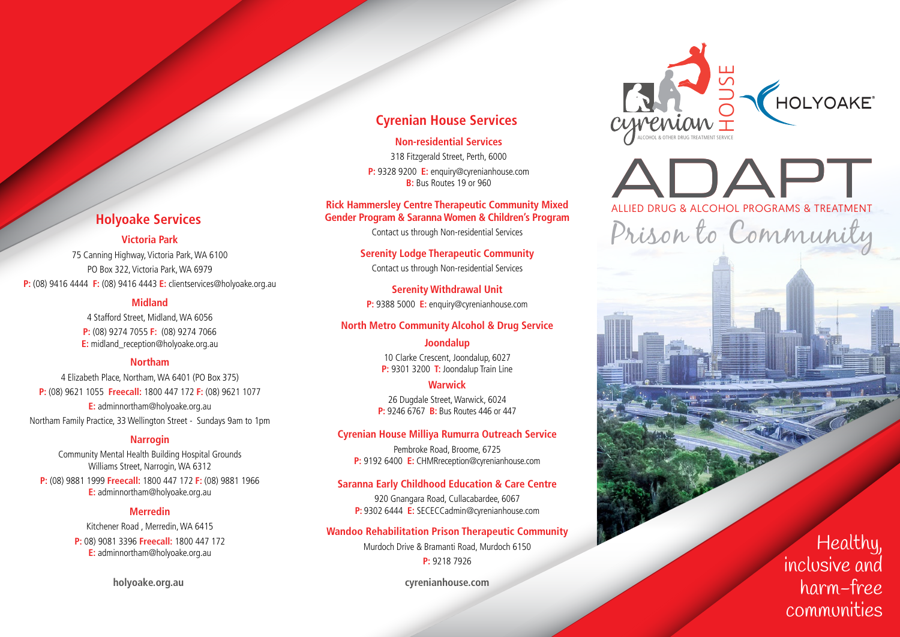## Holyoake Services

### Victoria Park

75 Canning Highway, Victoria Park, WA 6100
PO Box 322, Victoria Park, WA 6979
**P:** (08) 9416 4444 **F:** (08) 9416 4443 **E:** clientservices@holyoake.org.au

### Midland

4 Stafford Street, Midland, WA 6056
**P:** (08) 9274 7055 **F:** (08) 9274 7066
**E:** midland_reception@holyoake.org.au

### Northam

4 Elizabeth Place, Northam, WA 6401 (PO Box 375)
**P:** (08) 9621 1055 **Freecall:** 1800 447 172 **F:** (08) 9621 1077
**E:** adminnortham@holyoake.org.au
Northam Family Practice, 33 Wellington Street - Sundays 9am to 1pm

### Narrogin

Community Mental Health Building Hospital Grounds
Williams Street, Narrogin, WA 6312
**P:** (08) 9881 1999 **Freecall:** 1800 447 172 **F:** (08) 9881 1966
**E:** adminnortham@holyoake.org.au

### Merredin

Kitchener Road , Merredin, WA 6415
**P:** 08) 9081 3396 **Freecall:** 1800 447 172
**E:** adminnortham@holyoake.org.au

**holyoake.org.au**

## Cyrenian House Services

### Non-residential Services

318 Fitzgerald Street, Perth, 6000
**P:** 9328 9200 **E:** enquiry@cyrenianhouse.com
**B:** Bus Routes 19 or 960

### Rick Hammersley Centre Therapeutic Community Mixed Gender Program & Saranna Women & Children's Program

Contact us through Non-residential Services

### Serenity Lodge Therapeutic Community

Contact us through Non-residential Services

### Serenity Withdrawal Unit

**P:** 9388 5000 **E:** enquiry@cyrenianhouse.com

### North Metro Community Alcohol & Drug Service

#### Joondalup

10 Clarke Crescent, Joondalup, 6027
**P:** 9301 3200 **T:** Joondalup Train Line

#### Warwick

26 Dugdale Street, Warwick, 6024
**P:** 9246 6767 **B:** Bus Routes 446 or 447

### Cyrenian House Milliya Rumurra Outreach Service

Pembroke Road, Broome, 6725
**P:** 9192 6400 **E:** CHMRreception@cyrenianhouse.com

### Saranna Early Childhood Education & Care Centre

920 Gnangara Road, Cullacabardee, 6067
**P:** 9302 6444 **E:** SECECCadmin@cyrenianhouse.com

### Wandoo Rehabilitation Prison Therapeutic Community

Murdoch Drive & Bramanti Road, Murdoch 6150
**P:** 9218 7926

**cyrenianhouse.com**

cyrenian HOUSE
ALCOHOL & OTHER DRUG TREATMENT SERVICE

HOLYOAKE®

# ADAPT

ALLIED DRUG & ALCOHOL PROGRAMS & TREATMENT

## Prison to Community

Healthy, inclusive and harm-free communities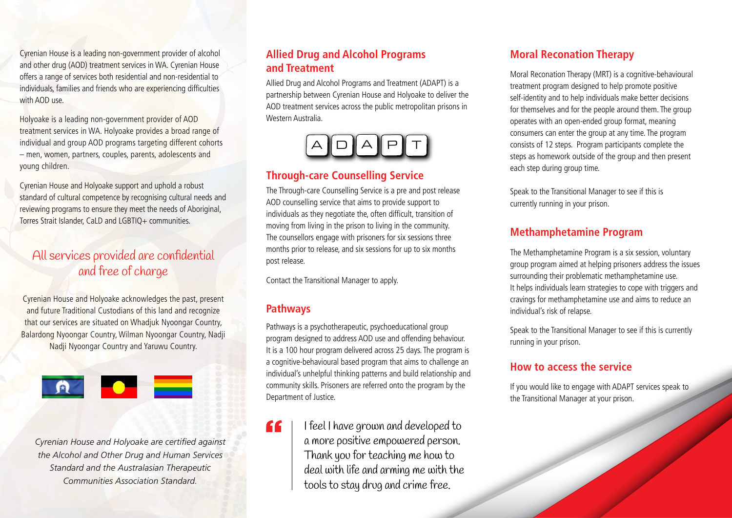Cyrenian House is a leading non-government provider of alcohol and other drug (AOD) treatment services in WA. Cyrenian House offers a range of services both residential and non-residential to individuals, families and friends who are experiencing difficulties with AOD use.

Holyoake is a leading non-government provider of AOD treatment services in WA. Holyoake provides a broad range of individual and group AOD programs targeting different cohorts – men, women, partners, couples, parents, adolescents and young children.

Cyrenian House and Holyoake support and uphold a robust standard of cultural competence by recognising cultural needs and reviewing programs to ensure they meet the needs of Aboriginal, Torres Strait Islander, CaLD and LGBTIQ+ communities.

## All services provided are confidential and free of charge

Cyrenian House and Holyoake acknowledges the past, present and future Traditional Custodians of this land and recognize that our services are situated on Whadjuk Nyoongar Country, Balardong Nyoongar Country, Wilman Nyoongar Country, Nadji Nadji Nyoongar Country and Yaruwu Country.

*Cyrenian House and Holyoake are certified against the Alcohol and Other Drug and Human Services Standard and the Australasian Therapeutic Communities Association Standard.*

## Allied Drug and Alcohol Programs and Treatment

Allied Drug and Alcohol Programs and Treatment (ADAPT) is a partnership between Cyrenian House and Holyoake to deliver the AOD treatment services across the public metropolitan prisons in Western Australia.

ADAPT

## Through-care Counselling Service

The Through-care Counselling Service is a pre and post release AOD counselling service that aims to provide support to individuals as they negotiate the, often difficult, transition of moving from living in the prison to living in the community. The counsellors engage with prisoners for six sessions three months prior to release, and six sessions for up to six months post release.

Contact the Transitional Manager to apply.

## Pathways

Pathways is a psychotherapeutic, psychoeducational group program designed to address AOD use and offending behaviour. It is a 100 hour program delivered across 25 days. The program is a cognitive-behavioural based program that aims to challenge an individual's unhelpful thinking patterns and build relationship and community skills. Prisoners are referred onto the program by the Department of Justice.

> "I feel I have grown and developed to a more positive empowered person. Thank you for teaching me how to deal with life and arming me with the tools to stay drug and crime free.

## Moral Reconation Therapy

Moral Reconation Therapy (MRT) is a cognitive-behavioural treatment program designed to help promote positive self-identity and to help individuals make better decisions for themselves and for the people around them. The group operates with an open-ended group format, meaning consumers can enter the group at any time. The program consists of 12 steps. Program participants complete the steps as homework outside of the group and then present each step during group time.

Speak to the Transitional Manager to see if this is currently running in your prison.

## Methamphetamine Program

The Methamphetamine Program is a six session, voluntary group program aimed at helping prisoners address the issues surrounding their problematic methamphetamine use. It helps individuals learn strategies to cope with triggers and cravings for methamphetamine use and aims to reduce an individual's risk of relapse.

Speak to the Transitional Manager to see if this is currently running in your prison.

## How to access the service

If you would like to engage with ADAPT services speak to the Transitional Manager at your prison.